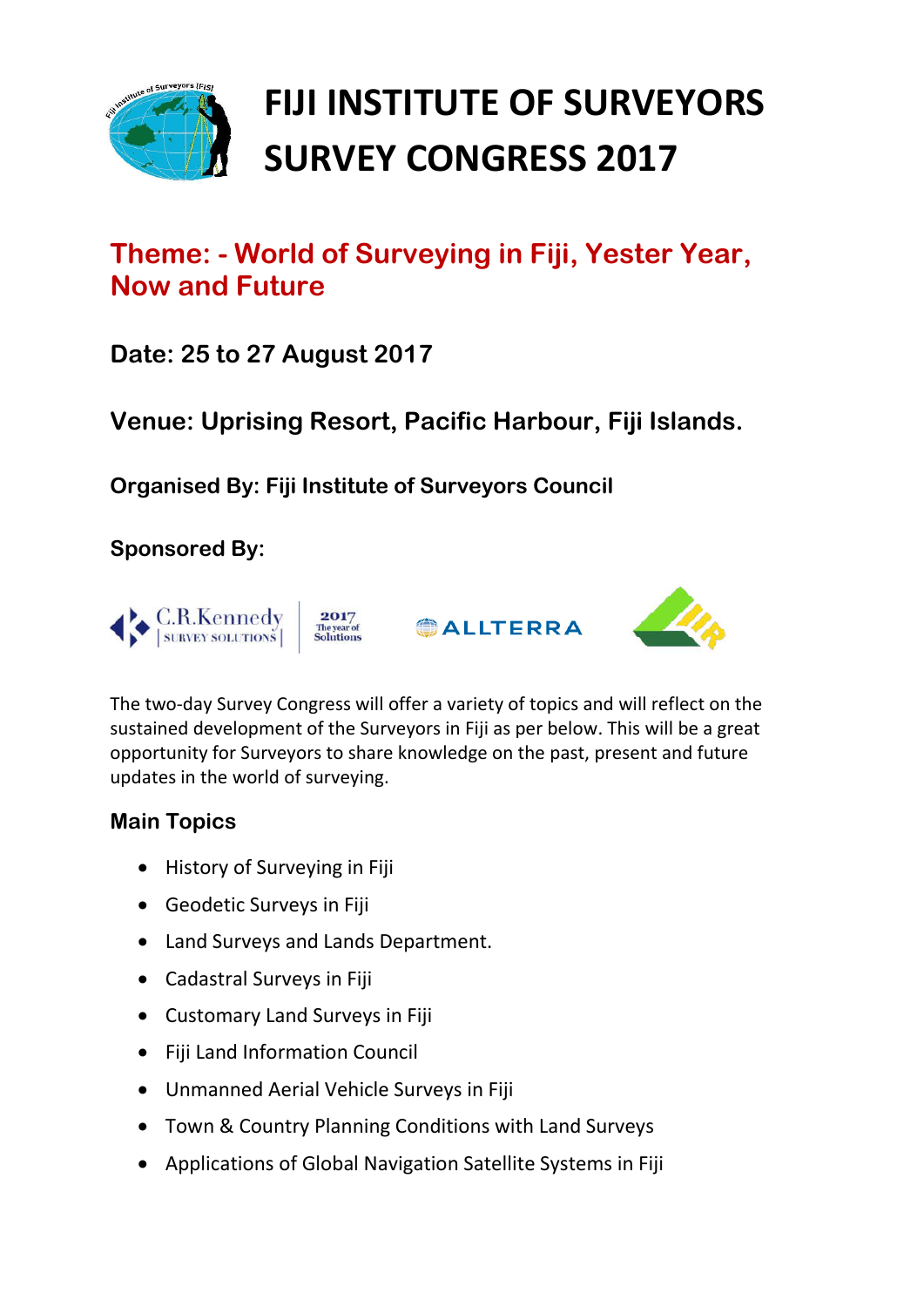# FIJI INSTITUTE OF SURVEYORS SURVEY CONGRESS 2017

## Theme: - World of Surveying in Fiji, Yester Year, Now and Future

### Date: 25 to 27 August 2017

### Venue: Uprising Resort, Pacific Harbour, Fiji Islands.

**Organised By: Fiji Institute of Surveyors Council**

**Sponsored By:**

The two-day Survey Congress will offer a variety of topics and will reflect on the sustained development of the Surveyors in Fiji as per below. This will be a great opportunity for Surveyors to share knowledge on the past, present and future updates in the world of surveying.

### Main Topics

- History of Surveying in Fiji
- Geodetic Surveys in Fiji
- Land Surveys and Lands Department.
- Cadastral Surveys in Fiji
- Customary Land Surveys in Fiji
- Fiji Land Information Council
- Unmanned Aerial Vehicle Surveys in Fiji
- Town & Country Planning Conditions with Land Surveys
- Applications of Global Navigation Satellite Systems in Fiji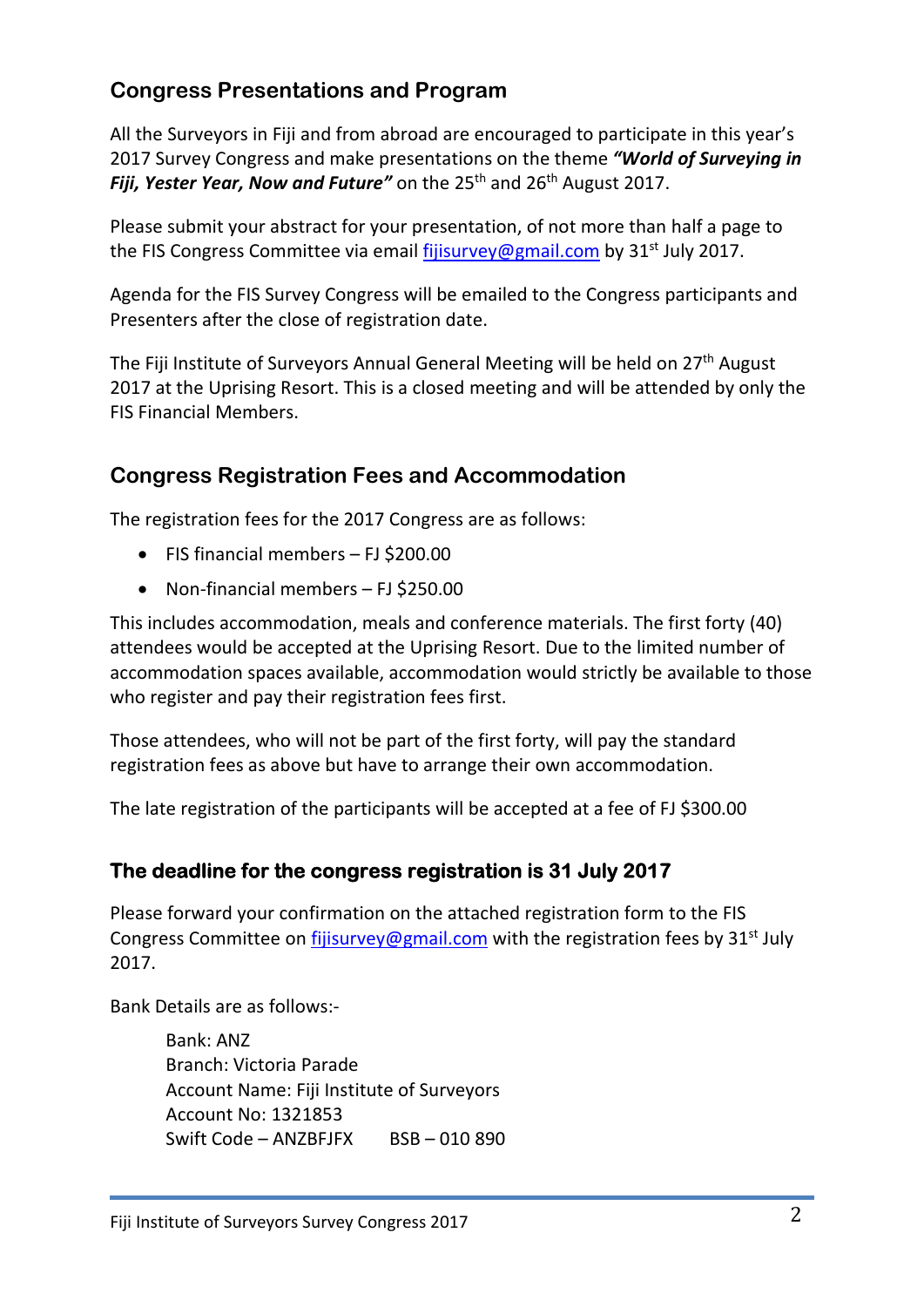## Congress Presentations and Program

All the Surveyors in Fiji and from abroad are encouraged to participate in this year's 2017 Survey Congress and make presentations on the theme ***"World of Surveying in Fiji, Yester Year, Now and Future"*** on the 25th and 26th August 2017.

Please submit your abstract for your presentation, of not more than half a page to the FIS Congress Committee via email fijisurvey@gmail.com by 31st July 2017.

Agenda for the FIS Survey Congress will be emailed to the Congress participants and Presenters after the close of registration date.

The Fiji Institute of Surveyors Annual General Meeting will be held on 27th August 2017 at the Uprising Resort. This is a closed meeting and will be attended by only the FIS Financial Members.

## Congress Registration Fees and Accommodation

The registration fees for the 2017 Congress are as follows:

- FIS financial members – FJ $200.00
- Non-financial members – FJ $250.00

This includes accommodation, meals and conference materials. The first forty (40) attendees would be accepted at the Uprising Resort. Due to the limited number of accommodation spaces available, accommodation would strictly be available to those who register and pay their registration fees first.

Those attendees, who will not be part of the first forty, will pay the standard registration fees as above but have to arrange their own accommodation.

The late registration of the participants will be accepted at a fee of FJ $300.00

### The deadline for the congress registration is 31 July 2017

Please forward your confirmation on the attached registration form to the FIS Congress Committee on fijisurvey@gmail.com with the registration fees by 31st July 2017.

Bank Details are as follows:-

Bank: ANZ
Branch: Victoria Parade
Account Name: Fiji Institute of Surveyors
Account No: 1321853
Swift Code – ANZBFJFX BSB – 010 890